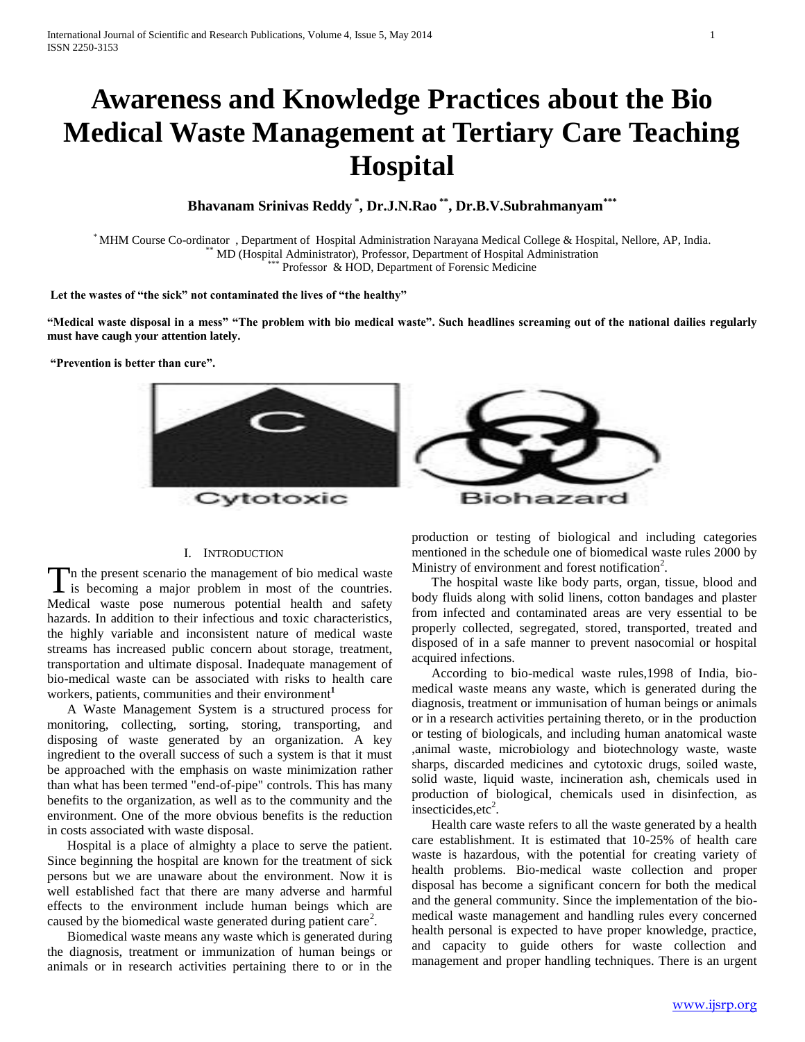# Awareness and Knowledge Practices about the Bio Medical Waste Management at Tertiary Care Teaching Hospital

**Bhavanam Srinivas Reddy [*], Dr.J.N.Rao [**], Dr.B.V.Subrahmanyam [***]**

[*] MHM Course Co-ordinator , Department of Hospital Administration Narayana Medical College & Hospital, Nellore, AP, India.
[**] MD (Hospital Administrator), Professor, Department of Hospital Administration
[***] Professor & HOD, Department of Forensic Medicine

**Let the wastes of "the sick" not contaminated the lives of "the healthy"**

**"Medical waste disposal in a mess" "The problem with bio medical waste". Such headlines screaming out of the national dailies regularly must have caugh your attention lately.**

**"Prevention is better than cure".**

Cytotoxic Biohazard

## I. Introduction

In the present scenario the management of bio medical waste is becoming a major problem in most of the countries. Medical waste pose numerous potential health and safety hazards. In addition to their infectious and toxic characteristics, the highly variable and inconsistent nature of medical waste streams has increased public concern about storage, treatment, transportation and ultimate disposal. Inadequate management of bio-medical waste can be associated with risks to health care workers, patients, communities and their environment[1]

A Waste Management System is a structured process for monitoring, collecting, sorting, storing, transporting, and disposing of waste generated by an organization. A key ingredient to the overall success of such a system is that it must be approached with the emphasis on waste minimization rather than what has been termed "end-of-pipe" controls. This has many benefits to the organization, as well as to the community and the environment. One of the more obvious benefits is the reduction in costs associated with waste disposal.

Hospital is a place of almighty a place to serve the patient. Since beginning the hospital are known for the treatment of sick persons but we are unaware about the environment. Now it is well established fact that there are many adverse and harmful effects to the environment include human beings which are caused by the biomedical waste generated during patient care[2].

Biomedical waste means any waste which is generated during the diagnosis, treatment or immunization of human beings or animals or in research activities pertaining there to or in the production or testing of biological and including categories mentioned in the schedule one of biomedical waste rules 2000 by Ministry of environment and forest notification[2].

The hospital waste like body parts, organ, tissue, blood and body fluids along with solid linens, cotton bandages and plaster from infected and contaminated areas are very essential to be properly collected, segregated, stored, transported, treated and disposed of in a safe manner to prevent nasocomial or hospital acquired infections.

According to bio-medical waste rules,1998 of India, bio-medical waste means any waste, which is generated during the diagnosis, treatment or immunisation of human beings or animals or in a research activities pertaining thereto, or in the production or testing of biologicals, and including human anatomical waste ,animal waste, microbiology and biotechnology waste, waste sharps, discarded medicines and cytotoxic drugs, soiled waste, solid waste, liquid waste, incineration ash, chemicals used in production of biological, chemicals used in disinfection, as insecticides,etc[2].

Health care waste refers to all the waste generated by a health care establishment. It is estimated that 10-25% of health care waste is hazardous, with the potential for creating variety of health problems. Bio-medical waste collection and proper disposal has become a significant concern for both the medical and the general community. Since the implementation of the bio-medical waste management and handling rules every concerned health personal is expected to have proper knowledge, practice, and capacity to guide others for waste collection and management and proper handling techniques. There is an urgent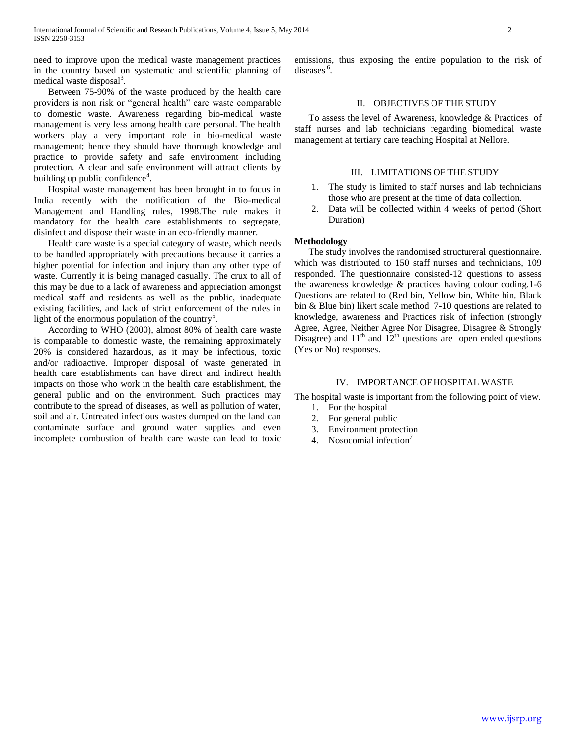need to improve upon the medical waste management practices in the country based on systematic and scientific planning of medical waste disposal[3].

Between 75-90% of the waste produced by the health care providers is non risk or "general health" care waste comparable to domestic waste. Awareness regarding bio-medical waste management is very less among health care personal. The health workers play a very important role in bio-medical waste management; hence they should have thorough knowledge and practice to provide safety and safe environment including protection. A clear and safe environment will attract clients by building up public confidence[4].

Hospital waste management has been brought in to focus in India recently with the notification of the Bio-medical Management and Handling rules, 1998.The rule makes it mandatory for the health care establishments to segregate, disinfect and dispose their waste in an eco-friendly manner.

Health care waste is a special category of waste, which needs to be handled appropriately with precautions because it carries a higher potential for infection and injury than any other type of waste. Currently it is being managed casually. The crux to all of this may be due to a lack of awareness and appreciation amongst medical staff and residents as well as the public, inadequate existing facilities, and lack of strict enforcement of the rules in light of the enormous population of the country[5].

According to WHO (2000), almost 80% of health care waste is comparable to domestic waste, the remaining approximately 20% is considered hazardous, as it may be infectious, toxic and/or radioactive. Improper disposal of waste generated in health care establishments can have direct and indirect health impacts on those who work in the health care establishment, the general public and on the environment. Such practices may contribute to the spread of diseases, as well as pollution of water, soil and air. Untreated infectious wastes dumped on the land can contaminate surface and ground water supplies and even incomplete combustion of health care waste can lead to toxic emissions, thus exposing the entire population to the risk of diseases [6].

## II. OBJECTIVES OF THE STUDY

To assess the level of Awareness, knowledge & Practices of staff nurses and lab technicians regarding biomedical waste management at tertiary care teaching Hospital at Nellore.

## III. LIMITATIONS OF THE STUDY

1. The study is limited to staff nurses and lab technicians those who are present at the time of data collection.
2. Data will be collected within 4 weeks of period (Short Duration)

**Methodology**

The study involves the randomised structureral questionnaire. which was distributed to 150 staff nurses and technicians, 109 responded. The questionnaire consisted-12 questions to assess the awareness knowledge & practices having colour coding.1-6 Questions are related to (Red bin, Yellow bin, White bin, Black bin & Blue bin) likert scale method 7-10 questions are related to knowledge, awareness and Practices risk of infection (strongly Agree, Agree, Neither Agree Nor Disagree, Disagree & Strongly Disagree) and 11th and 12th questions are open ended questions (Yes or No) responses.

## IV. IMPORTANCE OF HOSPITAL WASTE

The hospital waste is important from the following point of view.

1. For the hospital
2. For general public
3. Environment protection
4. Nosocomial infection[7]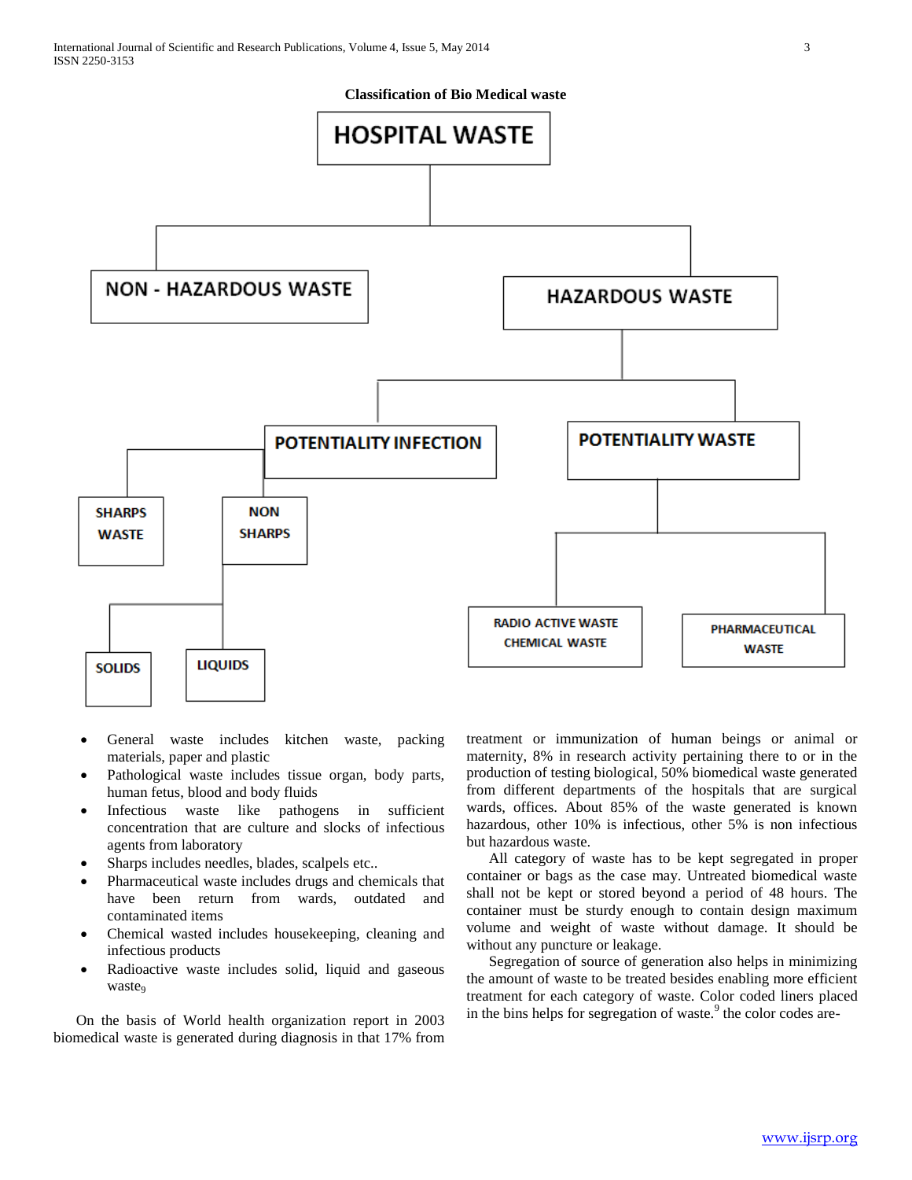**Classification of Bio Medical waste**

- HOSPITAL WASTE
  - NON - HAZARDOUS WASTE
  - HAZARDOUS WASTE
    - POTENTIALITY INFECTION
      - SHARPS WASTE
      - NON SHARPS
        - SOLIDS
        - LIQUIDS
    - POTENTIALITY WASTE
      - RADIO ACTIVE WASTE CHEMICAL WASTE
      - PHARMACEUTICAL WASTE

- General waste includes kitchen waste, packing materials, paper and plastic
- Pathological waste includes tissue organ, body parts, human fetus, blood and body fluids
- Infectious waste like pathogens in sufficient concentration that are culture and slocks of infectious agents from laboratory
- Sharps includes needles, blades, scalpels etc..
- Pharmaceutical waste includes drugs and chemicals that have been return from wards, outdated and contaminated items
- Chemical wasted includes housekeeping, cleaning and infectious products
- Radioactive waste includes solid, liquid and gaseous waste[9]

On the basis of World health organization report in 2003 biomedical waste is generated during diagnosis in that 17% from treatment or immunization of human beings or animal or maternity, 8% in research activity pertaining there to or in the production of testing biological, 50% biomedical waste generated from different departments of the hospitals that are surgical wards, offices. About 85% of the waste generated is known hazardous, other 10% is infectious, other 5% is non infectious but hazardous waste.

All category of waste has to be kept segregated in proper container or bags as the case may. Untreated biomedical waste shall not be kept or stored beyond a period of 48 hours. The container must be sturdy enough to contain design maximum volume and weight of waste without damage. It should be without any puncture or leakage.

Segregation of source of generation also helps in minimizing the amount of waste to be treated besides enabling more efficient treatment for each category of waste. Color coded liners placed in the bins helps for segregation of waste.[9] the color codes are-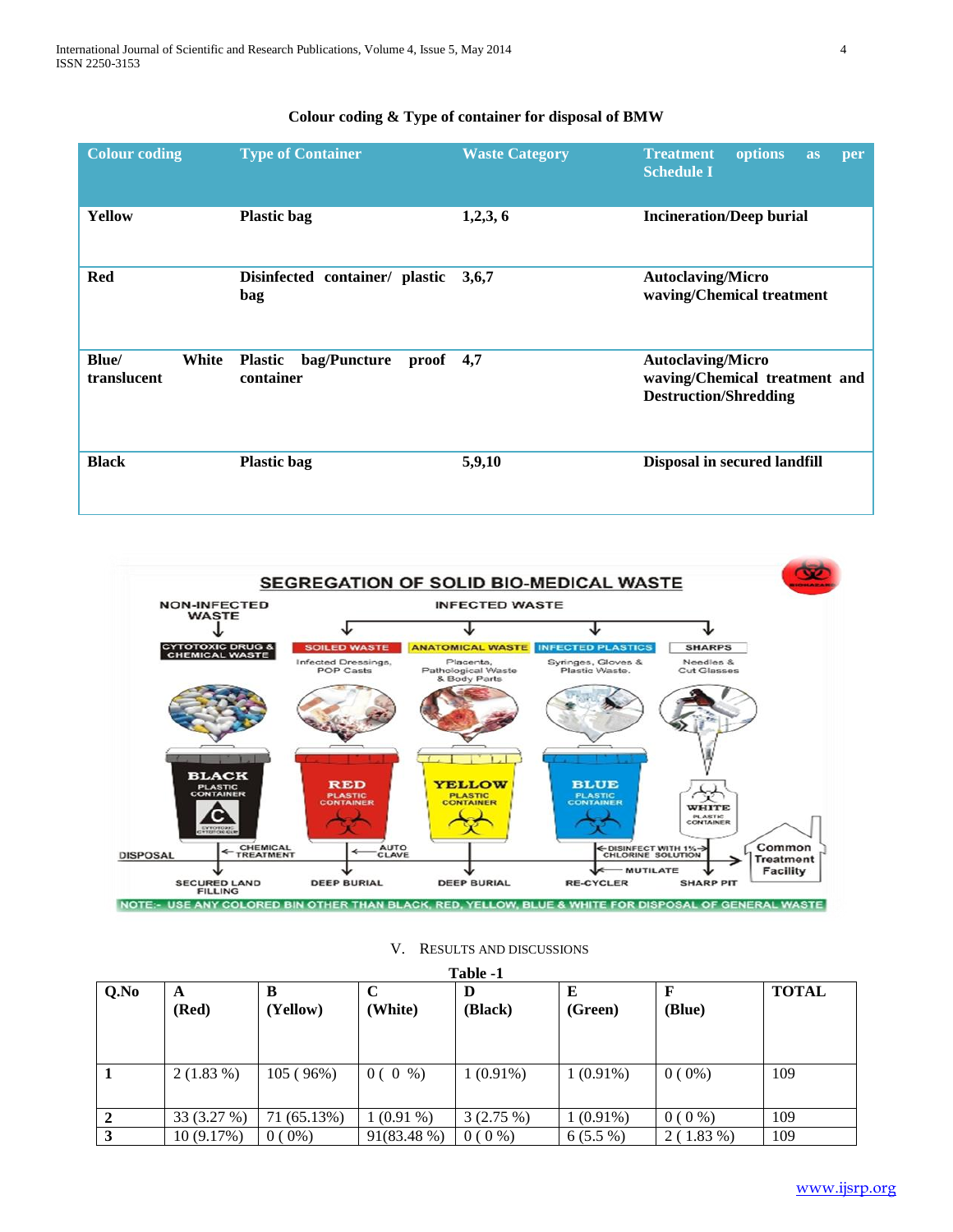**Colour coding & Type of container for disposal of BMW**

| Colour coding | Type of Container | Waste Category | Treatment options as per Schedule I |
|---|---|---|---|
| **Yellow** | **Plastic bag** | **1,2,3, 6** | **Incineration/Deep burial** |
| **Red** | **Disinfected container/ plastic bag** | **3,6,7** | **Autoclaving/Micro waving/Chemical treatment** |
| **Blue/ White translucent** | **Plastic bag/Puncture proof container** | **4,7** | **Autoclaving/Micro waving/Chemical treatment and Destruction/Shredding** |
| **Black** | **Plastic bag** | **5,9,10** | **Disposal in secured landfill** |

SEGREGATION OF SOLID BIO-MEDICAL WASTE

NON-INFECTED WASTE — INFECTED WASTE

| CYTOTOXIC DRUG & CHEMICAL WASTE | SOILED WASTE | ANATOMICAL WASTE | INFECTED PLASTICS | SHARPS |
|---|---|---|---|---|
| | Infected Dressings, POP Casts | Placenta, Pathological Waste & Body Parts | Syringes, Gloves & Plastic Waste. | Needles & Cut Glasses |
| BLACK PLASTIC CONTAINER | RED PLASTIC CONTAINER | YELLOW PLASTIC CONTAINER | BLUE PLASTIC CONTAINER | WHITE PLASTIC CONTAINER |
| CHEMICAL TREATMENT | AUTO CLAVE | | DISINFECT WITH 1% CHLORINE SOLUTION; MUTILATE | |
| SECURED LAND FILLING | DEEP BURIAL | DEEP BURIAL | RE-CYCLER | SHARP PIT |

DISPOSAL — Common Treatment Facility

NOTE:- USE ANY COLORED BIN OTHER THAN BLACK, RED, YELLOW, BLUE & WHITE FOR DISPOSAL OF GENERAL WASTE

## V. Results and Discussions

**Table -1**

| Q.No | A (Red) | B (Yellow) | C (White) | D (Black) | E (Green) | F (Blue) | TOTAL |
|---|---|---|---|---|---|---|---|
| 1 | 2 (1.83 %) | 105 ( 96%) | 0 ( 0 %) | 1 (0.91%) | 1 (0.91%) | 0 ( 0%) | 109 |
| 2 | 33 (3.27 %) | 71 (65.13%) | 1 (0.91 %) | 3 (2.75 %) | 1 (0.91%) | 0 ( 0 %) | 109 |
| 3 | 10 (9.17%) | 0 ( 0%) | 91(83.48 %) | 0 ( 0 %) | 6 (5.5 %) | 2 ( 1.83 %) | 109 |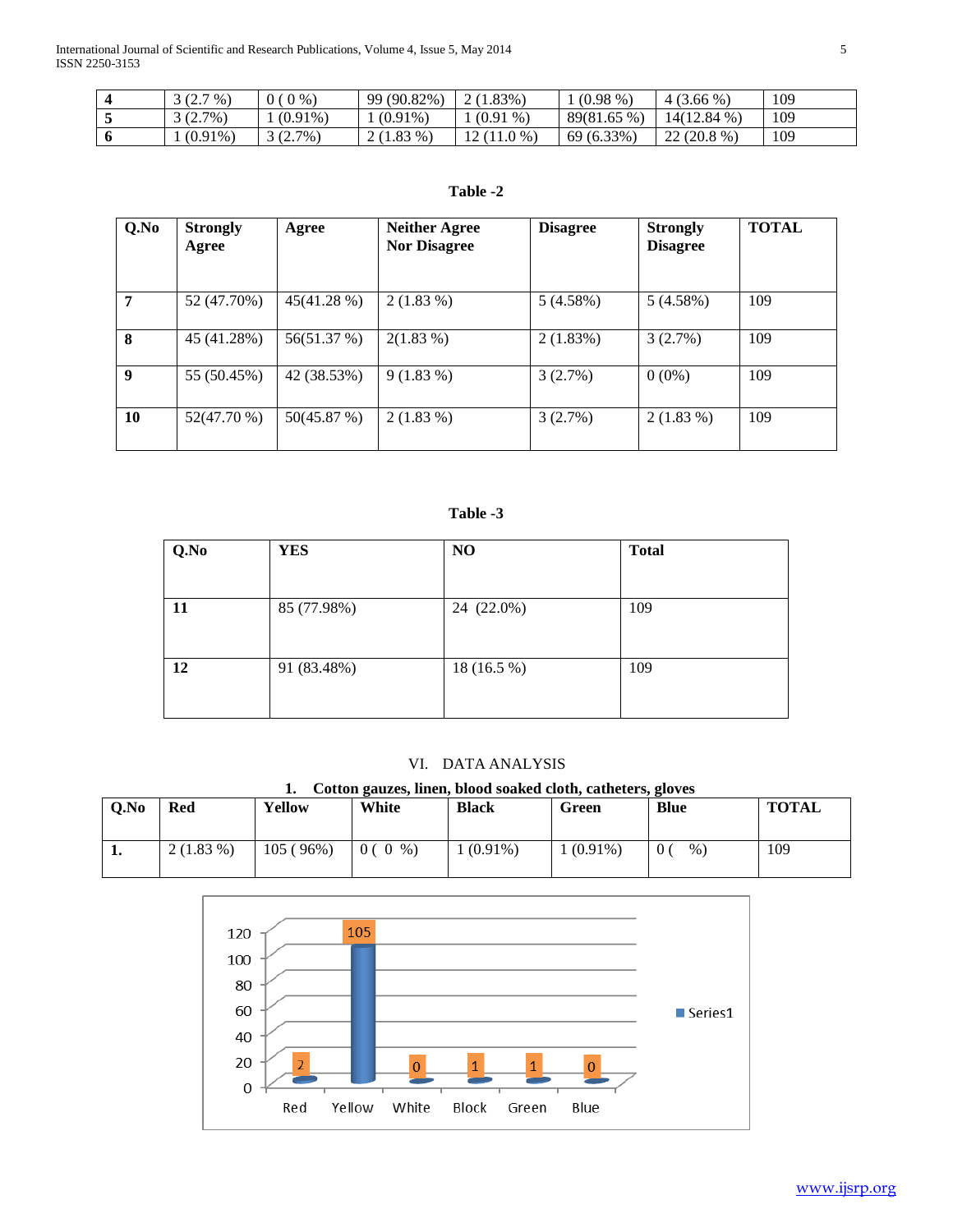| 4 | 3 (2.7 %) | 0 ( 0 %) | 99 (90.82%) | 2 (1.83%) | 1 (0.98 %) | 4 (3.66 %) | 109 |
|---|---|---|---|---|---|---|---|
| 5 | 3 (2.7%) | 1 (0.91%) | 1 (0.91%) | 1 (0.91 %) | 89(81.65 %) | 14(12.84 %) | 109 |
| 6 | 1 (0.91%) | 3 (2.7%) | 2 (1.83 %) | 12 (11.0 %) | 69 (6.33%) | 22 (20.8 %) | 109 |

**Table -2**

| Q.No | Strongly Agree | Agree | Neither Agree Nor Disagree | Disagree | Strongly Disagree | TOTAL |
|---|---|---|---|---|---|---|
| 7 | 52 (47.70%) | 45(41.28 %) | 2 (1.83 %) | 5 (4.58%) | 5 (4.58%) | 109 |
| 8 | 45 (41.28%) | 56(51.37 %) | 2(1.83 %) | 2 (1.83%) | 3 (2.7%) | 109 |
| 9 | 55 (50.45%) | 42 (38.53%) | 9 (1.83 %) | 3 (2.7%) | 0 (0%) | 109 |
| 10 | 52(47.70 %) | 50(45.87 %) | 2 (1.83 %) | 3 (2.7%) | 2 (1.83 %) | 109 |

**Table -3**

| Q.No | YES | NO | Total |
|---|---|---|---|
| 11 | 85 (77.98%) | 24 (22.0%) | 109 |
| 12 | 91 (83.48%) | 18 (16.5 %) | 109 |

## VI. DATA ANALYSIS

**1. Cotton gauzes, linen, blood soaked cloth, catheters, gloves**

| Q.No | Red | Yellow | White | Black | Green | Blue | TOTAL |
|---|---|---|---|---|---|---|---|
| 1. | 2 (1.83 %) | 105 ( 96%) | 0 ( 0 %) | 1 (0.91%) | 1 (0.91%) | 0 ( %) | 109 |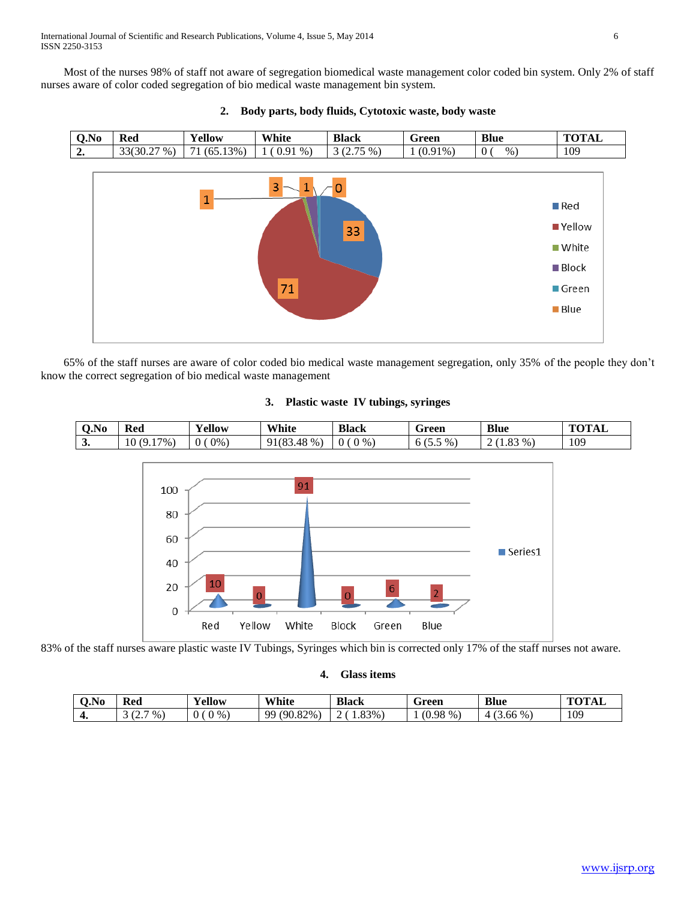Most of the nurses 98% of staff not aware of segregation biomedical waste management color coded bin system. Only 2% of staff nurses aware of color coded segregation of bio medical waste management bin system.

**2. Body parts, body fluids, Cytotoxic waste, body waste**

| Q.No | Red | Yellow | White | Black | Green | Blue | TOTAL |
|---|---|---|---|---|---|---|---|
| 2. | 33(30.27 %) | 71 (65.13%) | 1 ( 0.91 %) | 3 (2.75 %) | 1 (0.91%) | 0 (   %) | 109 |

65% of the staff nurses are aware of color coded bio medical waste management segregation, only 35% of the people they don't know the correct segregation of bio medical waste management

**3. Plastic waste IV tubings, syringes**

| Q.No | Red | Yellow | White | Black | Green | Blue | TOTAL |
|---|---|---|---|---|---|---|---|
| 3. | 10 (9.17%) | 0 ( 0%) | 91(83.48 %) | 0 ( 0 %) | 6 (5.5 %) | 2 (1.83 %) | 109 |

83% of the staff nurses aware plastic waste IV Tubings, Syringes which bin is corrected only 17% of the staff nurses not aware.

**4. Glass items**

| Q.No | Red | Yellow | White | Black | Green | Blue | TOTAL |
|---|---|---|---|---|---|---|---|
| 4. | 3 (2.7 %) | 0 ( 0 %) | 99 (90.82%) | 2 ( 1.83%) | 1 (0.98 %) | 4 (3.66 %) | 109 |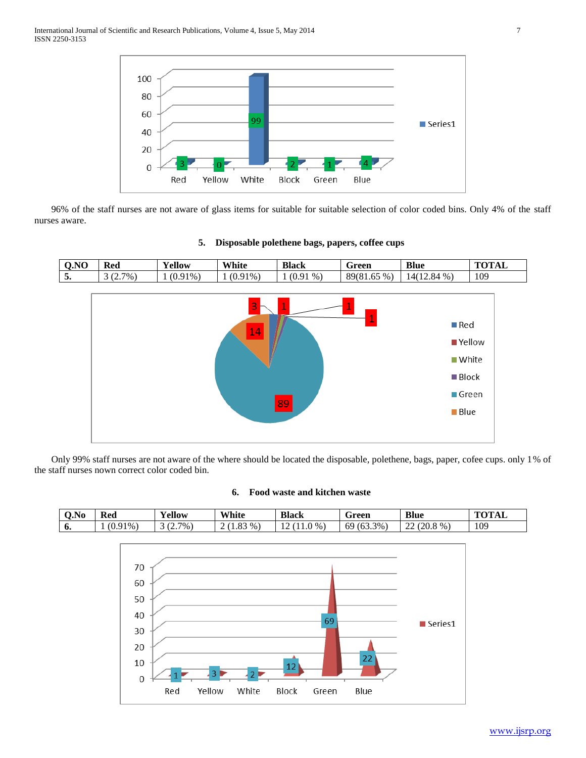96% of the staff nurses are not aware of glass items for suitable for suitable selection of color coded bins. Only 4% of the staff nurses aware.

### 5. Disposable polethene bags, papers, coffee cups

| Q.NO | Red | Yellow | White | Black | Green | Blue | TOTAL |
|---|---|---|---|---|---|---|---|
| **5.** | 3 (2.7%) | 1 (0.91%) | 1 (0.91%) | 1 (0.91 %) | 89(81.65 %) | 14(12.84 %) | 109 |

Only 99% staff nurses are not aware of the where should be located the disposable, polethene, bags, paper, cofee cups. only 1% of the staff nurses nown correct color coded bin.

### 6. Food waste and kitchen waste

| Q.No | Red | Yellow | White | Black | Green | Blue | TOTAL |
|---|---|---|---|---|---|---|---|
| **6.** | 1 (0.91%) | 3 (2.7%) | 2 (1.83 %) | 12 (11.0 %) | 69 (63.3%) | 22 (20.8 %) | 109 |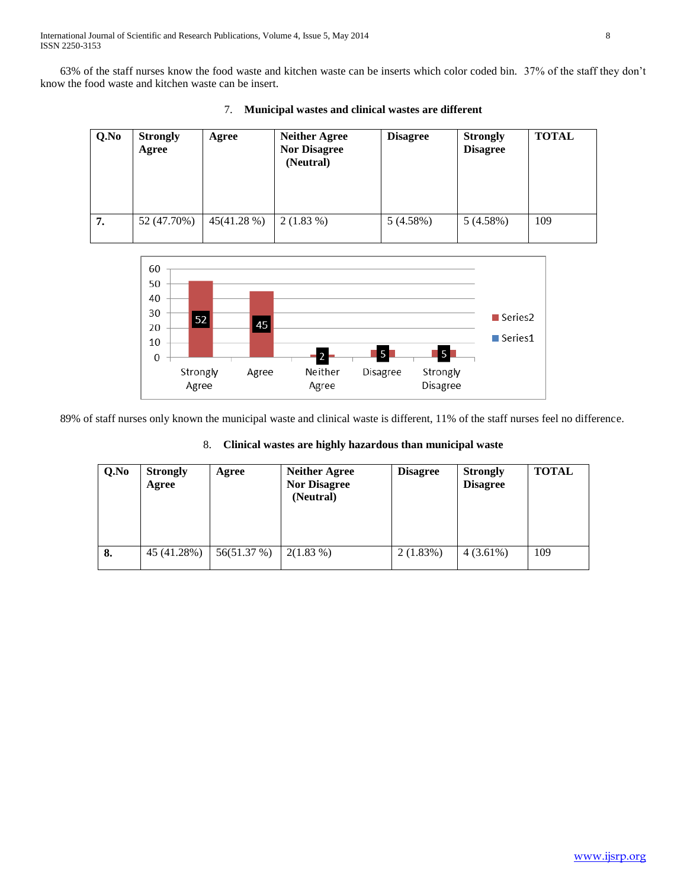63% of the staff nurses know the food waste and kitchen waste can be inserts which color coded bin. 37% of the staff they don't know the food waste and kitchen waste can be insert.

7. **Municipal wastes and clinical wastes are different**

| Q.No | Strongly Agree | Agree | Neither Agree Nor Disagree (Neutral) | Disagree | Strongly Disagree | TOTAL |
|---|---|---|---|---|---|---|
| **7.** | 52 (47.70%) | 45(41.28 %) | 2 (1.83 %) | 5 (4.58%) | 5 (4.58%) | 109 |

89% of staff nurses only known the municipal waste and clinical waste is different, 11% of the staff nurses feel no difference.

8. **Clinical wastes are highly hazardous than municipal waste**

| Q.No | Strongly Agree | Agree | Neither Agree Nor Disagree (Neutral) | Disagree | Strongly Disagree | TOTAL |
|---|---|---|---|---|---|---|
| **8.** | 45 (41.28%) | 56(51.37 %) | 2(1.83 %) | 2 (1.83%) | 4 (3.61%) | 109 |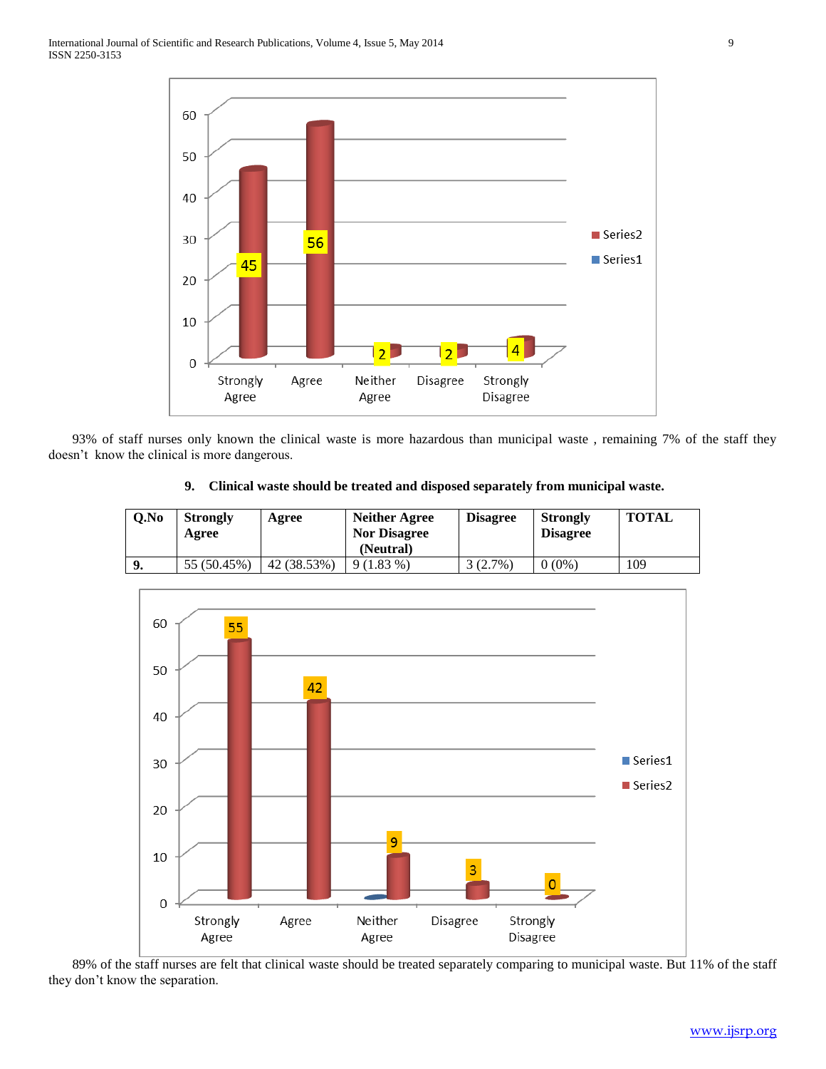93% of staff nurses only known the clinical waste is more hazardous than municipal waste , remaining 7% of the staff they doesn't know the clinical is more dangerous.

**9. Clinical waste should be treated and disposed separately from municipal waste.**

| Q.No | Strongly Agree | Agree | Neither Agree Nor Disagree (Neutral) | Disagree | Strongly Disagree | TOTAL |
|---|---|---|---|---|---|---|
| **9.** | 55 (50.45%) | 42 (38.53%) | 9 (1.83 %) | 3 (2.7%) | 0 (0%) | 109 |

89% of the staff nurses are felt that clinical waste should be treated separately comparing to municipal waste. But 11% of the staff they don't know the separation.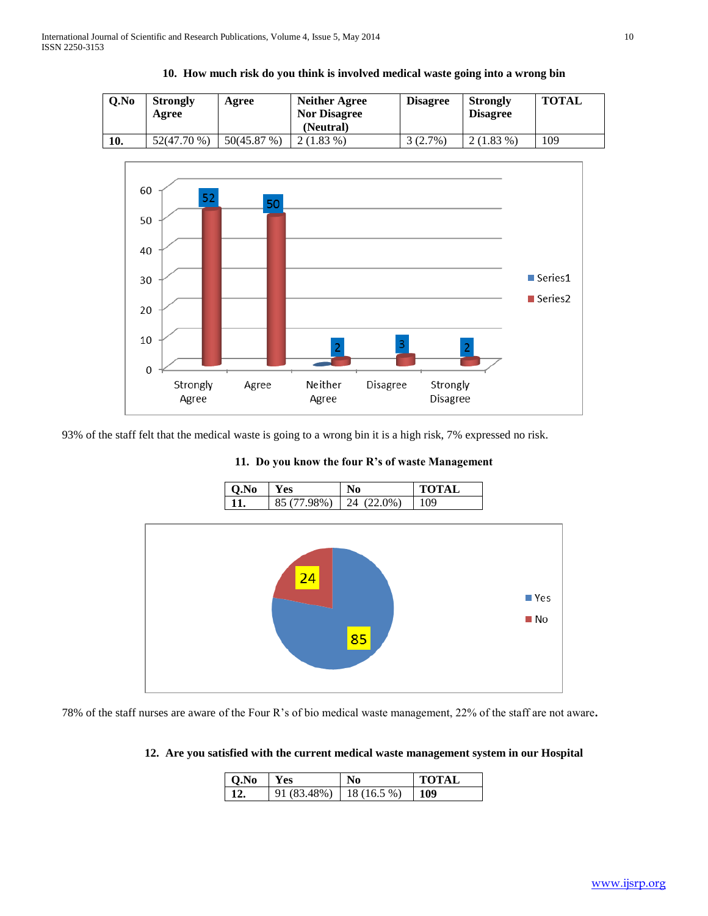**10. How much risk do you think is involved medical waste going into a wrong bin**

| Q.No | Strongly Agree | Agree | Neither Agree Nor Disagree (Neutral) | Disagree | Strongly Disagree | TOTAL |
|---|---|---|---|---|---|---|
| **10.** | 52(47.70 %) | 50(45.87 %) | 2 (1.83 %) | 3 (2.7%) | 2 (1.83 %) | 109 |

93% of the staff felt that the medical waste is going to a wrong bin it is a high risk, 7% expressed no risk.

**11. Do you know the four R's of waste Management**

| Q.No | Yes | No | TOTAL |
|---|---|---|---|
| **11.** | 85 (77.98%) | 24 (22.0%) | 109 |

78% of the staff nurses are aware of the Four R's of bio medical waste management, 22% of the staff are not aware.

**12. Are you satisfied with the current medical waste management system in our Hospital**

| Q.No | Yes | No | TOTAL |
|---|---|---|---|
| **12.** | 91 (83.48%) | 18 (16.5 %) | **109** |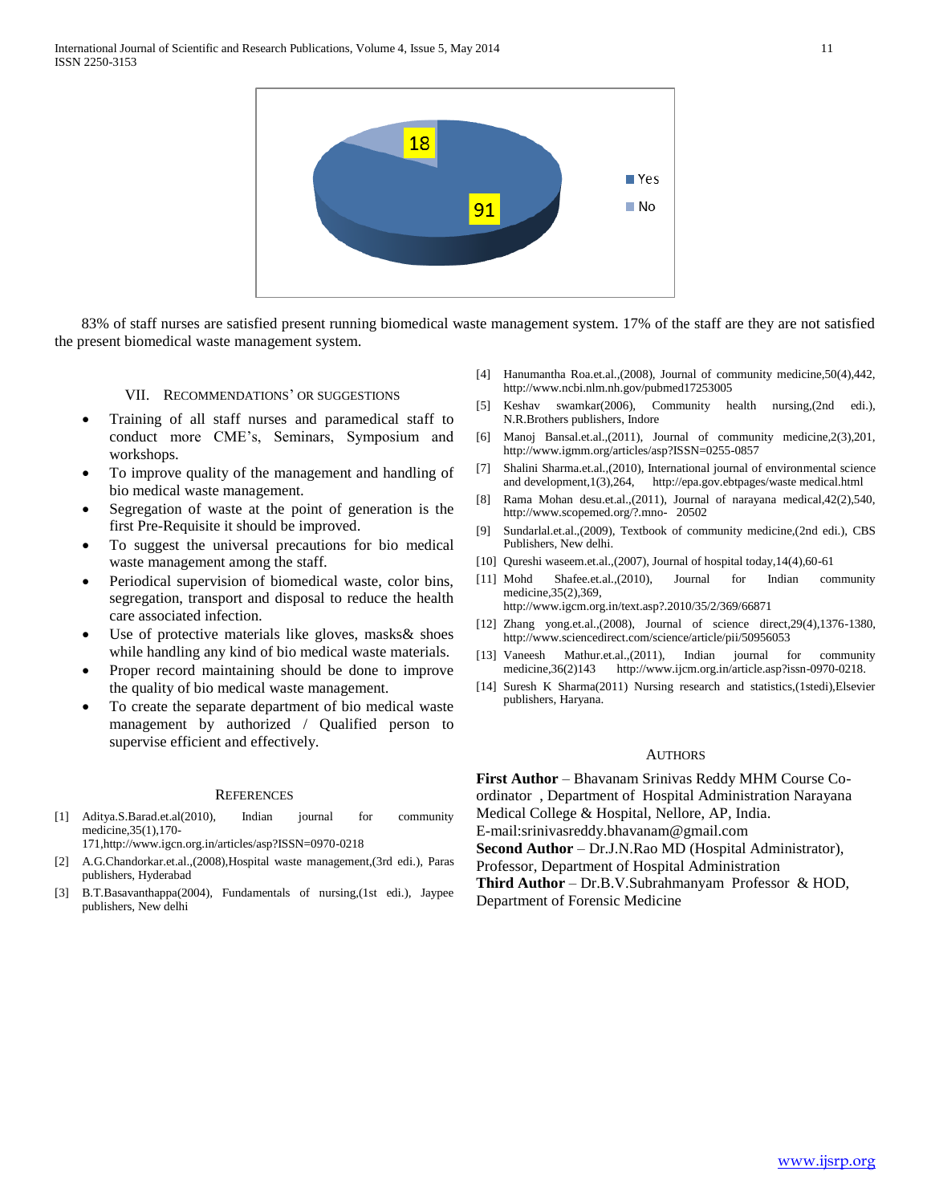18

91

Yes

No

83% of staff nurses are satisfied present running biomedical waste management system. 17% of the staff are they are not satisfied the present biomedical waste management system.

## VII. Recommendations' or Suggestions

- Training of all staff nurses and paramedical staff to conduct more CME's, Seminars, Symposium and workshops.
- To improve quality of the management and handling of bio medical waste management.
- Segregation of waste at the point of generation is the first Pre-Requisite it should be improved.
- To suggest the universal precautions for bio medical waste management among the staff.
- Periodical supervision of biomedical waste, color bins, segregation, transport and disposal to reduce the health care associated infection.
- Use of protective materials like gloves, masks& shoes while handling any kind of bio medical waste materials.
- Proper record maintaining should be done to improve the quality of bio medical waste management.
- To create the separate department of bio medical waste management by authorized / Qualified person to supervise efficient and effectively.

## References

[1] Aditya.S.Barad.et.al(2010), Indian journal for community medicine,35(1),170-171,http://www.igcn.org.in/articles/asp?ISSN=0970-0218

[2] A.G.Chandorkar.et.al.,(2008),Hospital waste management,(3rd edi.), Paras publishers, Hyderabad

[3] B.T.Basavanthappa(2004), Fundamentals of nursing,(1st edi.), Jaypee publishers, New delhi

[4] Hanumantha Roa.et.al.,(2008), Journal of community medicine,50(4),442, http://www.ncbi.nlm.nh.gov/pubmed17253005

[5] Keshav swamkar(2006), Community health nursing,(2nd edi.), N.R.Brothers publishers, Indore

[6] Manoj Bansal.et.al.,(2011), Journal of community medicine,2(3),201, http://www.igmm.org/articles/asp?ISSN=0255-0857

[7] Shalini Sharma.et.al.,(2010), International journal of environmental science and development,1(3),264, http://epa.gov.ebtpages/waste medical.html

[8] Rama Mohan desu.et.al.,(2011), Journal of narayana medical,42(2),540, http://www.scopemed.org/?.mno- 20502

[9] Sundarlal.et.al.,(2009), Textbook of community medicine,(2nd edi.), CBS Publishers, New delhi.

[10] Qureshi waseem.et.al.,(2007), Journal of hospital today,14(4),60-61

[11] Mohd Shafee.et.al.,(2010), Journal for Indian community medicine,35(2),369, http://www.igcm.org.in/text.asp?.2010/35/2/369/66871

[12] Zhang yong.et.al.,(2008), Journal of science direct,29(4),1376-1380, http://www.sciencedirect.com/science/article/pii/50956053

[13] Vaneesh Mathur.et.al.,(2011), Indian journal for community medicine,36(2)143 http://www.ijcm.org.in/article.asp?issn-0970-0218.

[14] Suresh K Sharma(2011) Nursing research and statistics,(1stedi),Elsevier publishers, Haryana.

## Authors

**First Author** – Bhavanam Srinivas Reddy MHM Course Co-ordinator , Department of Hospital Administration Narayana Medical College & Hospital, Nellore, AP, India. E-mail:srinivasreddy.bhavanam@gmail.com

**Second Author** – Dr.J.N.Rao MD (Hospital Administrator), Professor, Department of Hospital Administration

**Third Author** – Dr.B.V.Subrahmanyam Professor & HOD, Department of Forensic Medicine